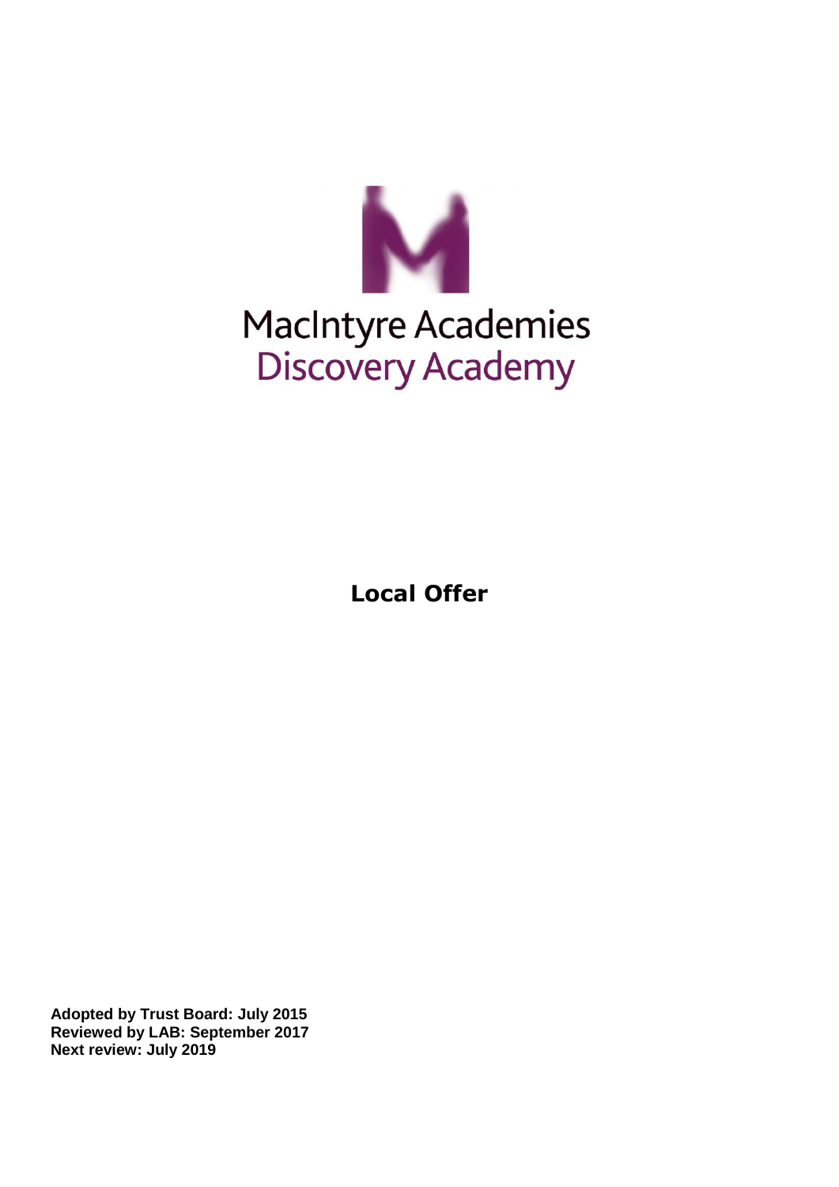MacIntyre Academies
Discovery Academy

# Local Offer

**Adopted by Trust Board: July 2015**
**Reviewed by LAB: September 2017**
**Next review: July 2019**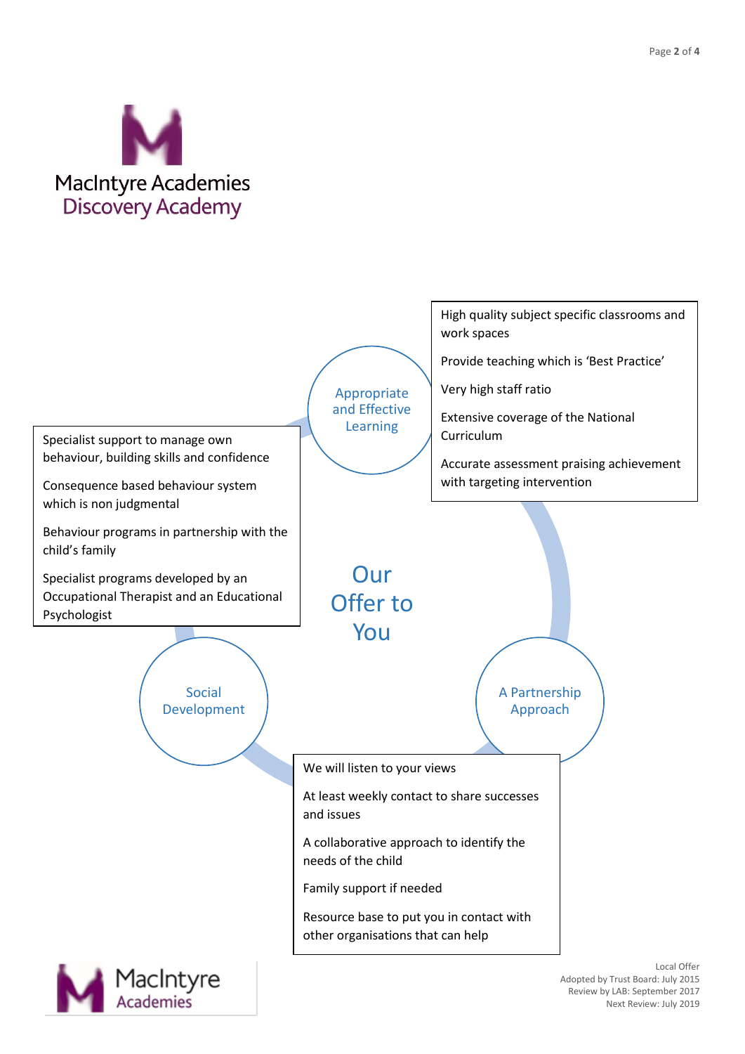MacIntyre Academies
Discovery Academy

# Our Offer to You

## Appropriate and Effective Learning

- High quality subject specific classrooms and work spaces
- Provide teaching which is 'Best Practice'
- Very high staff ratio
- Extensive coverage of the National Curriculum
- Accurate assessment praising achievement with targeting intervention

## A Partnership Approach

- We will listen to your views
- At least weekly contact to share successes and issues
- A collaborative approach to identify the needs of the child
- Family support if needed
- Resource base to put you in contact with other organisations that can help

## Social Development

- Specialist support to manage own behaviour, building skills and confidence
- Consequence based behaviour system which is non judgmental
- Behaviour programs in partnership with the child's family
- Specialist programs developed by an Occupational Therapist and an Educational Psychologist

Local Offer
Adopted by Trust Board: July 2015
Review by LAB: September 2017
Next Review: July 2019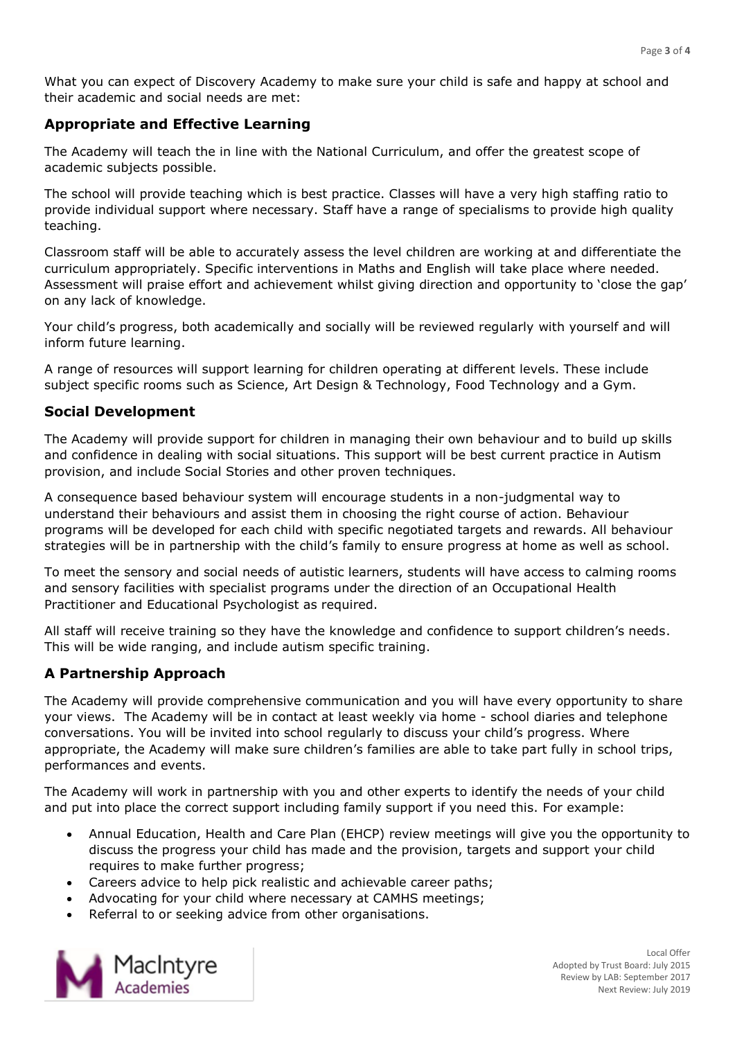What you can expect of Discovery Academy to make sure your child is safe and happy at school and their academic and social needs are met:

## Appropriate and Effective Learning

The Academy will teach the in line with the National Curriculum, and offer the greatest scope of academic subjects possible.

The school will provide teaching which is best practice. Classes will have a very high staffing ratio to provide individual support where necessary. Staff have a range of specialisms to provide high quality teaching.

Classroom staff will be able to accurately assess the level children are working at and differentiate the curriculum appropriately. Specific interventions in Maths and English will take place where needed. Assessment will praise effort and achievement whilst giving direction and opportunity to 'close the gap' on any lack of knowledge.

Your child's progress, both academically and socially will be reviewed regularly with yourself and will inform future learning.

A range of resources will support learning for children operating at different levels. These include subject specific rooms such as Science, Art Design & Technology, Food Technology and a Gym.

## Social Development

The Academy will provide support for children in managing their own behaviour and to build up skills and confidence in dealing with social situations. This support will be best current practice in Autism provision, and include Social Stories and other proven techniques.

A consequence based behaviour system will encourage students in a non-judgmental way to understand their behaviours and assist them in choosing the right course of action. Behaviour programs will be developed for each child with specific negotiated targets and rewards. All behaviour strategies will be in partnership with the child's family to ensure progress at home as well as school.

To meet the sensory and social needs of autistic learners, students will have access to calming rooms and sensory facilities with specialist programs under the direction of an Occupational Health Practitioner and Educational Psychologist as required.

All staff will receive training so they have the knowledge and confidence to support children's needs. This will be wide ranging, and include autism specific training.

## A Partnership Approach

The Academy will provide comprehensive communication and you will have every opportunity to share your views. The Academy will be in contact at least weekly via home - school diaries and telephone conversations. You will be invited into school regularly to discuss your child's progress. Where appropriate, the Academy will make sure children's families are able to take part fully in school trips, performances and events.

The Academy will work in partnership with you and other experts to identify the needs of your child and put into place the correct support including family support if you need this. For example:

- Annual Education, Health and Care Plan (EHCP) review meetings will give you the opportunity to discuss the progress your child has made and the provision, targets and support your child requires to make further progress;
- Careers advice to help pick realistic and achievable career paths;
- Advocating for your child where necessary at CAMHS meetings;
- Referral to or seeking advice from other organisations.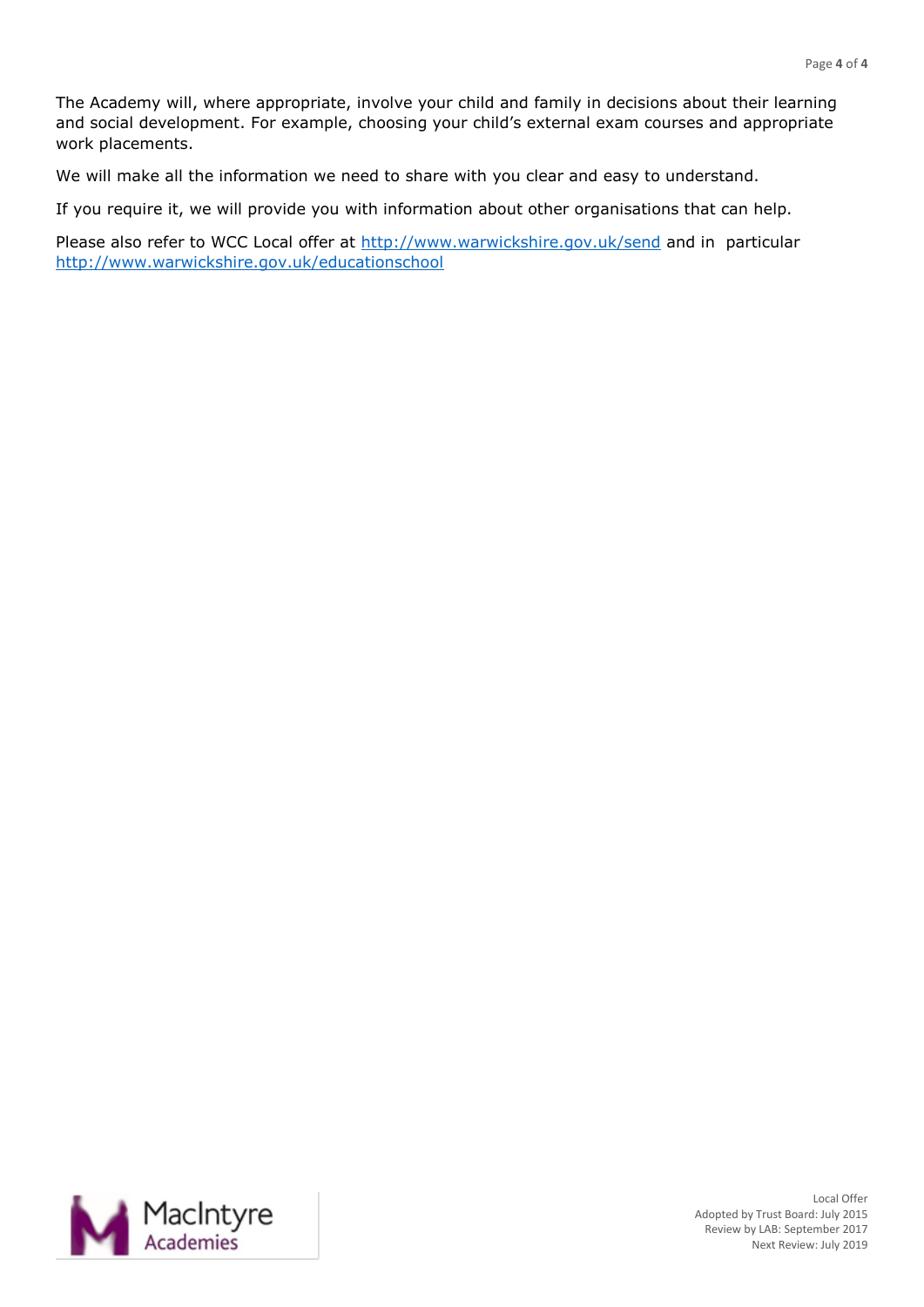The Academy will, where appropriate, involve your child and family in decisions about their learning and social development. For example, choosing your child's external exam courses and appropriate work placements.

We will make all the information we need to share with you clear and easy to understand.

If you require it, we will provide you with information about other organisations that can help.

Please also refer to WCC Local offer at http://www.warwickshire.gov.uk/send and in particular http://www.warwickshire.gov.uk/educationschool